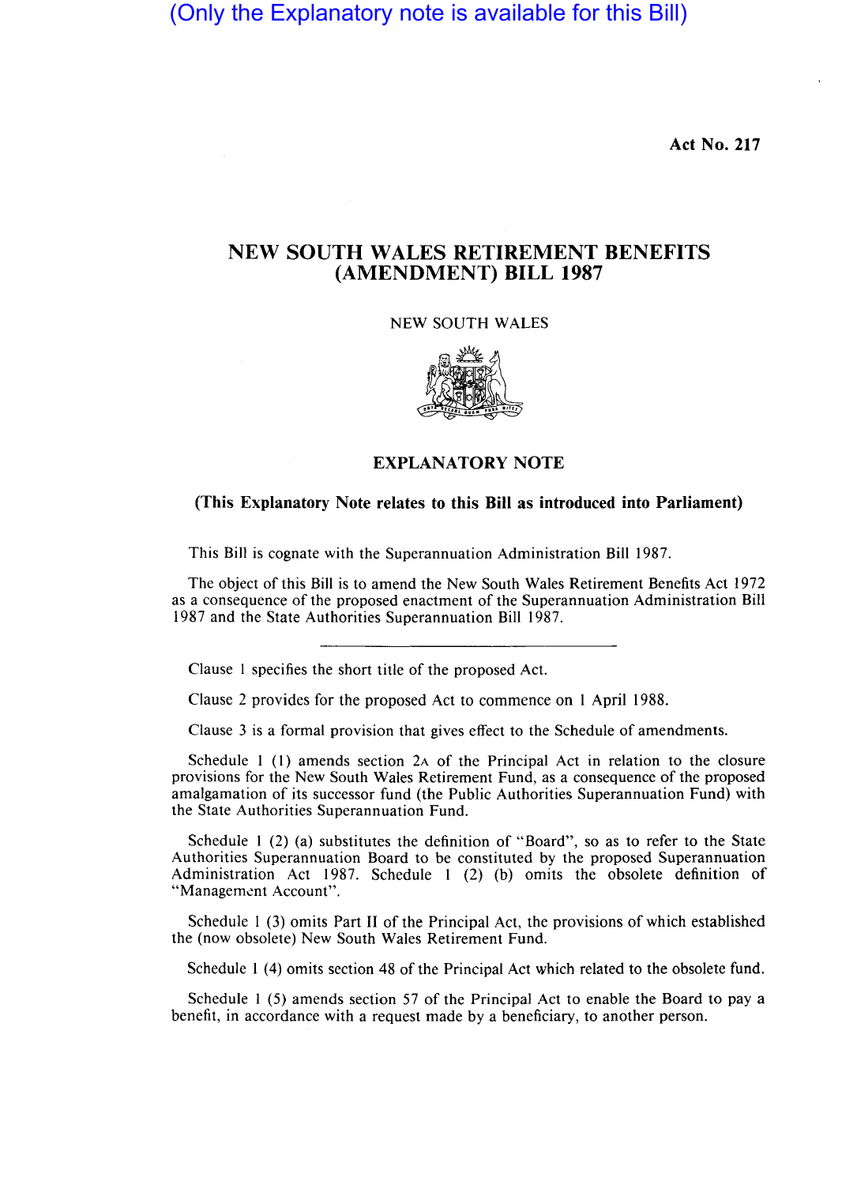(Only the Explanatory note is available for this Bill)

**Act No. 217**

# NEW SOUTH WALES RETIREMENT BENEFITS (AMENDMENT) BILL 1987

NEW SOUTH WALES

## EXPLANATORY NOTE

**(This Explanatory Note relates to this Bill as introduced into Parliament)**

This Bill is cognate with the Superannuation Administration Bill 1987.

The object of this Bill is to amend the New South Wales Retirement Benefits Act 1972 as a consequence of the proposed enactment of the Superannuation Administration Bill 1987 and the State Authorities Superannuation Bill 1987.

---

Clause 1 specifies the short title of the proposed Act.

Clause 2 provides for the proposed Act to commence on 1 April 1988.

Clause 3 is a formal provision that gives effect to the Schedule of amendments.

Schedule 1 (1) amends section 2A of the Principal Act in relation to the closure provisions for the New South Wales Retirement Fund, as a consequence of the proposed amalgamation of its successor fund (the Public Authorities Superannuation Fund) with the State Authorities Superannuation Fund.

Schedule 1 (2) (a) substitutes the definition of "Board", so as to refer to the State Authorities Superannuation Board to be constituted by the proposed Superannuation Administration Act 1987. Schedule 1 (2) (b) omits the obsolete definition of "Management Account".

Schedule 1 (3) omits Part II of the Principal Act, the provisions of which established the (now obsolete) New South Wales Retirement Fund.

Schedule 1 (4) omits section 48 of the Principal Act which related to the obsolete fund.

Schedule 1 (5) amends section 57 of the Principal Act to enable the Board to pay a benefit, in accordance with a request made by a beneficiary, to another person.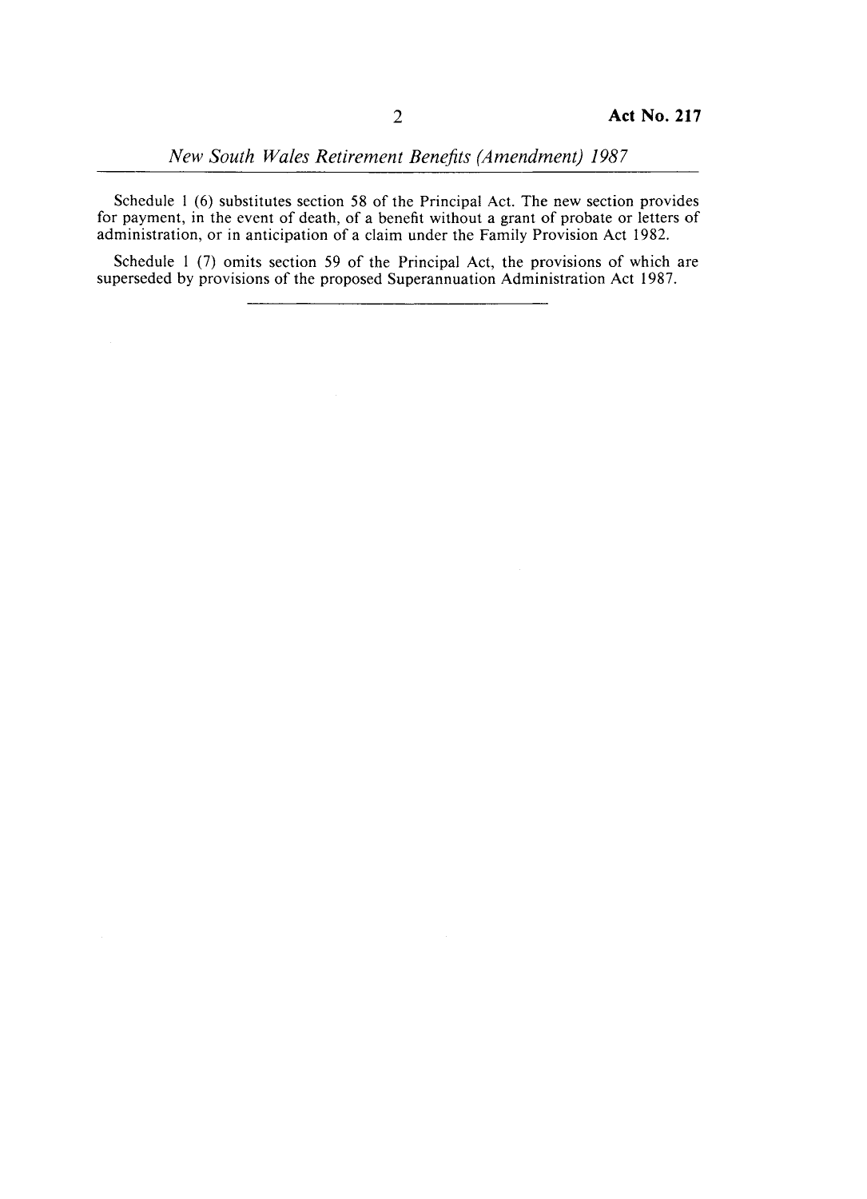Schedule 1 (6) substitutes section 58 of the Principal Act. The new section provides for payment, in the event of death, of a benefit without a grant of probate or letters of administration, or in anticipation of a claim under the Family Provision Act 1982.

Schedule 1 (7) omits section 59 of the Principal Act, the provisions of which are superseded by provisions of the proposed Superannuation Administration Act 1987.